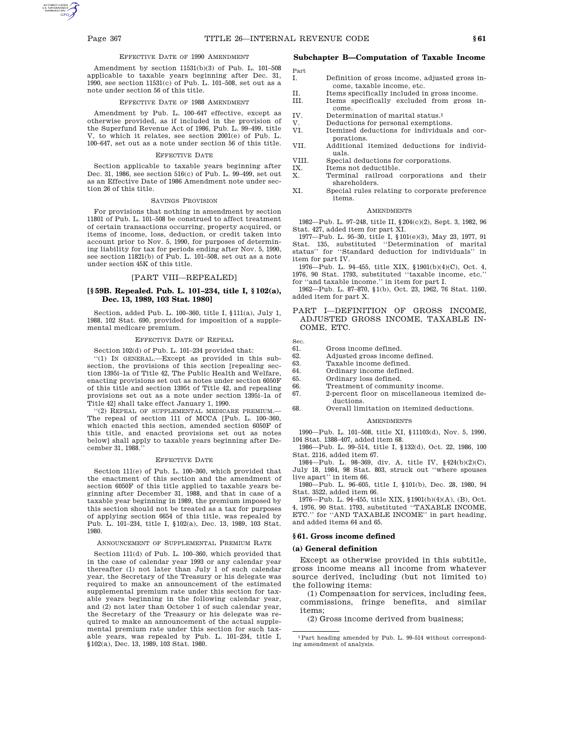EFFECTIVE DATE OF 1990 AMENDMENT

Amendment by section 11531(b)(3) of Pub. L. 101–508 applicable to taxable years beginning after Dec. 31, 1990, see section 11531(c) of Pub. L. 101–508, set out as a note under section 56 of this title.

EFFECTIVE DATE OF 1988 AMENDMENT

Amendment by Pub. L. 100–647 effective, except as otherwise provided, as if included in the provision of the Superfund Revenue Act of 1986, Pub. L. 99–499, title V, to which it relates, see section 2001(e) of Pub. L. 100–647, set out as a note under section 56 of this title.

EFFECTIVE DATE

Section applicable to taxable years beginning after Dec. 31, 1986, see section 516(c) of Pub. L. 99–499, set out as an Effective Date of 1986 Amendment note under section 26 of this title.

SAVINGS PROVISION

For provisions that nothing in amendment by section 11801 of Pub. L. 101–508 be construed to affect treatment of certain transactions occurring, property acquired, or items of income, loss, deduction, or credit taken into account prior to Nov. 5, 1990, for purposes of determining liability for tax for periods ending after Nov. 5, 1990, see section 11821(b) of Pub. L. 101–508, set out as a note under section 45K of this title.

## [PART VIII—REPEALED]

### [§ 59B. Repealed. Pub. L. 101–234, title I, § 102(a), Dec. 13, 1989, 103 Stat. 1980]

Section, added Pub. L. 100–360, title I, §111(a), July 1, 1988, 102 Stat. 690, provided for imposition of a supplemental medicare premium.

EFFECTIVE DATE OF REPEAL

Section 102(d) of Pub. L. 101–234 provided that:

''(1) IN GENERAL.—Except as provided in this subsection, the provisions of this section [repealing section 1395i–1a of Title 42, The Public Health and Welfare, enacting provisions set out as notes under section 6050F of this title and section 1395t of Title 42, and repealing provisions set out as a note under section 1395i–1a of Title 42] shall take effect January 1, 1990.

''(2) REPEAL OF SUPPLEMENTAL MEDICARE PREMIUM.—The repeal of section 111 of MCCA [Pub. L. 100–360, which enacted this section, amended section 6050F of this title, and enacted provisions set out as notes below] shall apply to taxable years beginning after December 31, 1988.''

EFFECTIVE DATE

Section 111(e) of Pub. L. 100–360, which provided that the enactment of this section and the amendment of section 6050F of this title applied to taxable years beginning after December 31, 1988, and that in case of a taxable year beginning in 1989, the premium imposed by this section should not be treated as a tax for purposes of applying section 6654 of this title, was repealed by Pub. L. 101–234, title I, §102(a), Dec. 13, 1989, 103 Stat. 1980.

ANNOUNCEMENT OF SUPPLEMENTAL PREMIUM RATE

Section 111(d) of Pub. L. 100–360, which provided that in the case of calendar year 1993 or any calendar year thereafter (1) not later than July 1 of such calendar year, the Secretary of the Treasury or his delegate was required to make an announcement of the estimated supplemental premium rate under this section for taxable years beginning in the following calendar year, and (2) not later than October 1 of such calendar year, the Secretary of the Treasury or his delegate was required to make an announcement of the actual supplemental premium rate under this section for such taxable years, was repealed by Pub. L. 101–234, title I, §102(a), Dec. 13, 1989, 103 Stat. 1980.

## Subchapter B—Computation of Taxable Income

| Part | |
|---|---|
| I. | Definition of gross income, adjusted gross income, taxable income, etc. |
| II. | Items specifically included in gross income. |
| III. | Items specifically excluded from gross income. |
| IV. | Determination of marital status.[1] |
| V. | Deductions for personal exemptions. |
| VI. | Itemized deductions for individuals and corporations. |
| VII. | Additional itemized deductions for individuals. |
| VIII. | Special deductions for corporations. |
| IX. | Items not deductible. |
| X. | Terminal railroad corporations and their shareholders. |
| XI. | Special rules relating to corporate preference items. |

AMENDMENTS

1982—Pub. L. 97–248, title II, §204(c)(2), Sept. 3, 1982, 96 Stat. 427, added item for part XI.

1977—Pub. L. 95–30, title I, §101(e)(3), May 23, 1977, 91 Stat. 135, substituted ''Determination of marital status'' for ''Standard deduction for individuals'' in item for part IV.

1976—Pub. L. 94–455, title XIX, §1901(b)(4)(C), Oct. 4, 1976, 90 Stat. 1793, substituted ''taxable income, etc.'' for ''and taxable income.'' in item for part I.

1962—Pub. L. 87–870, §1(b), Oct. 23, 1962, 76 Stat. 1160, added item for part X.

## PART I—DEFINITION OF GROSS INCOME, ADJUSTED GROSS INCOME, TAXABLE INCOME, ETC.

| Sec. | |
|---|---|
| 61. | Gross income defined. |
| 62. | Adjusted gross income defined. |
| 63. | Taxable income defined. |
| 64. | Ordinary income defined. |
| 65. | Ordinary loss defined. |
| 66. | Treatment of community income. |
| 67. | 2-percent floor on miscellaneous itemized deductions. |
| 68. | Overall limitation on itemized deductions. |

AMENDMENTS

1990—Pub. L. 101–508, title XI, §11103(d), Nov. 5, 1990, 104 Stat. 1388–407, added item 68.

1986—Pub. L. 99–514, title I, §132(d), Oct. 22, 1986, 100 Stat. 2116, added item 67.

1984—Pub. L. 98–369, div. A, title IV, §424(b)(2)(C), July 18, 1984, 98 Stat. 803, struck out ''where spouses live apart'' in item 66.

1980—Pub. L. 96–605, title I, §101(b), Dec. 28, 1980, 94 Stat. 3522, added item 66.

1976—Pub. L. 94–455, title XIX, §1901(b)(4)(A), (B), Oct. 4, 1976, 90 Stat. 1793, substituted ''TAXABLE INCOME, ETC.'' for ''AND TAXABLE INCOME'' in part heading, and added items 64 and 65.

### § 61. Gross income defined

**(a) General definition**

Except as otherwise provided in this subtitle, gross income means all income from whatever source derived, including (but not limited to) the following items:

(1) Compensation for services, including fees, commissions, fringe benefits, and similar items;

(2) Gross income derived from business;

[1] Part heading amended by Pub. L. 99–514 without corresponding amendment of analysis.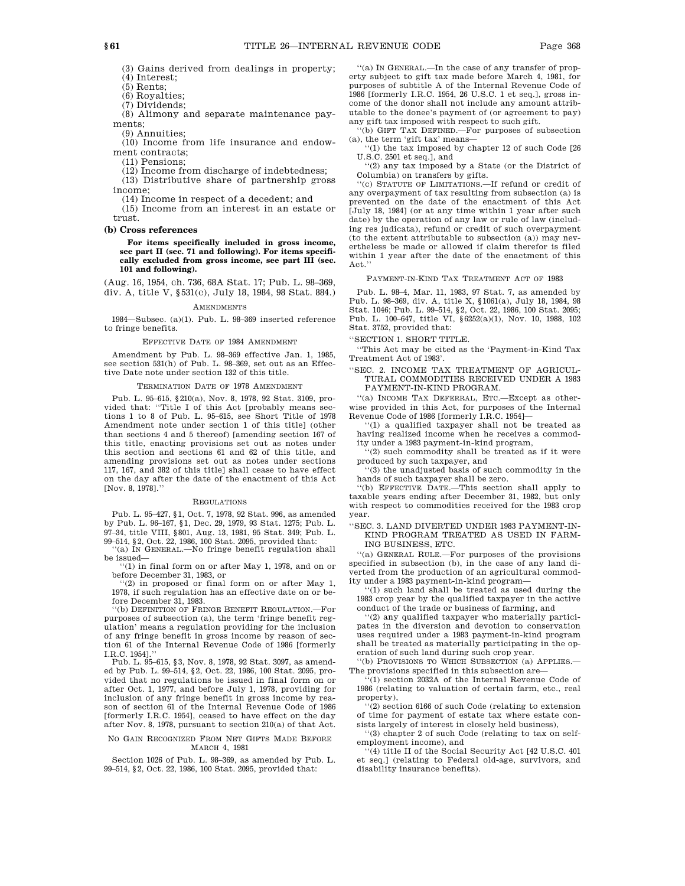(3) Gains derived from dealings in property;

(4) Interest;

(5) Rents;

(6) Royalties;

(7) Dividends;

(8) Alimony and separate maintenance payments;

(9) Annuities;

(10) Income from life insurance and endowment contracts;

(11) Pensions;

(12) Income from discharge of indebtedness;

(13) Distributive share of partnership gross income;

(14) Income in respect of a decedent; and

(15) Income from an interest in an estate or trust.

**(b) Cross references**

**For items specifically included in gross income, see part II (sec. 71 and following). For items specifically excluded from gross income, see part III (sec. 101 and following).**

(Aug. 16, 1954, ch. 736, 68A Stat. 17; Pub. L. 98–369, div. A, title V, §531(c), July 18, 1984, 98 Stat. 884.)

AMENDMENTS

1984—Subsec. (a)(1). Pub. L. 98–369 inserted reference to fringe benefits.

EFFECTIVE DATE OF 1984 AMENDMENT

Amendment by Pub. L. 98–369 effective Jan. 1, 1985, see section 531(h) of Pub. L. 98–369, set out as an Effective Date note under section 132 of this title.

TERMINATION DATE OF 1978 AMENDMENT

Pub. L. 95–615, §210(a), Nov. 8, 1978, 92 Stat. 3109, provided that: "Title I of this Act [probably means sections 1 to 8 of Pub. L. 95–615, see Short Title of 1978 Amendment note under section 1 of this title] (other than sections 4 and 5 thereof) [amending section 167 of this title, enacting provisions set out as notes under this section and sections 61 and 62 of this title, and amending provisions set out as notes under sections 117, 167, and 382 of this title] shall cease to have effect on the day after the date of the enactment of this Act [Nov. 8, 1978]."

REGULATIONS

Pub. L. 95–427, §1, Oct. 7, 1978, 92 Stat. 996, as amended by Pub. L. 96–167, §1, Dec. 29, 1979, 93 Stat. 1275; Pub. L. 97–34, title VIII, §801, Aug. 13, 1981, 95 Stat. 349; Pub. L. 99–514, §2, Oct. 22, 1986, 100 Stat. 2095, provided that:

"(a) IN GENERAL.—No fringe benefit regulation shall be issued—

"(1) in final form on or after May 1, 1978, and on or before December 31, 1983, or

"(2) in proposed or final form on or after May 1, 1978, if such regulation has an effective date on or before December 31, 1983.

"(b) DEFINITION OF FRINGE BENEFIT REGULATION.—For purposes of subsection (a), the term 'fringe benefit regulation' means a regulation providing for the inclusion of any fringe benefit in gross income by reason of section 61 of the Internal Revenue Code of 1986 [formerly I.R.C. 1954]."

Pub. L. 95–615, §3, Nov. 8, 1978, 92 Stat. 3097, as amended by Pub. L. 99–514, §2, Oct. 22, 1986, 100 Stat. 2095, provided that no regulations be issued in final form on or after Oct. 1, 1977, and before July 1, 1978, providing for inclusion of any fringe benefit in gross income by reason of section 61 of the Internal Revenue Code of 1986 [formerly I.R.C. 1954], ceased to have effect on the day after Nov. 8, 1978, pursuant to section 210(a) of that Act.

NO GAIN RECOGNIZED FROM NET GIFTS MADE BEFORE MARCH 4, 1981

Section 1026 of Pub. L. 98–369, as amended by Pub. L. 99–514, §2, Oct. 22, 1986, 100 Stat. 2095, provided that:

"(a) IN GENERAL.—In the case of any transfer of property subject to gift tax made before March 4, 1981, for purposes of subtitle A of the Internal Revenue Code of 1986 [formerly I.R.C. 1954, 26 U.S.C. 1 et seq.], gross income of the donor shall not include any amount attributable to the donee's payment of (or agreement to pay) any gift tax imposed with respect to such gift.

"(b) GIFT TAX DEFINED.—For purposes of subsection (a), the term 'gift tax' means—

"(1) the tax imposed by chapter 12 of such Code [26 U.S.C. 2501 et seq.], and

"(2) any tax imposed by a State (or the District of Columbia) on transfers by gifts.

"(c) STATUTE OF LIMITATIONS.—If refund or credit of any overpayment of tax resulting from subsection (a) is prevented on the date of the enactment of this Act [July 18, 1984] (or at any time within 1 year after such date) by the operation of any law or rule of law (including res judicata), refund or credit of such overpayment (to the extent attributable to subsection (a)) may nevertheless be made or allowed if claim therefor is filed within 1 year after the date of the enactment of this Act."

PAYMENT-IN-KIND TAX TREATMENT ACT OF 1983

Pub. L. 98–4, Mar. 11, 1983, 97 Stat. 7, as amended by Pub. L. 98–369, div. A, title X, §1061(a), July 18, 1984, 98 Stat. 1046; Pub. L. 99–514, §2, Oct. 22, 1986, 100 Stat. 2095; Pub. L. 100–647, title VI, §6252(a)(1), Nov. 10, 1988, 102 Stat. 3752, provided that:

"SECTION 1. SHORT TITLE.

"This Act may be cited as the 'Payment-in-Kind Tax Treatment Act of 1983'.

"SEC. 2. INCOME TAX TREATMENT OF AGRICULTURAL COMMODITIES RECEIVED UNDER A 1983 PAYMENT-IN-KIND PROGRAM.

"(a) INCOME TAX DEFERRAL, ETC.—Except as otherwise provided in this Act, for purposes of the Internal Revenue Code of 1986 [formerly I.R.C. 1954]—

"(1) a qualified taxpayer shall not be treated as having realized income when he receives a commodity under a 1983 payment-in-kind program,

"(2) such commodity shall be treated as if it were produced by such taxpayer, and

"(3) the unadjusted basis of such commodity in the hands of such taxpayer shall be zero.

"(b) EFFECTIVE DATE.—This section shall apply to taxable years ending after December 31, 1982, but only with respect to commodities received for the 1983 crop year.

"SEC. 3. LAND DIVERTED UNDER 1983 PAYMENT-IN-KIND PROGRAM TREATED AS USED IN FARMING BUSINESS, ETC.

"(a) GENERAL RULE.—For purposes of the provisions specified in subsection (b), in the case of any land diverted from the production of an agricultural commodity under a 1983 payment-in-kind program—

"(1) such land shall be treated as used during the 1983 crop year by the qualified taxpayer in the active conduct of the trade or business of farming, and

"(2) any qualified taxpayer who materially participates in the diversion and devotion to conservation uses required under a 1983 payment-in-kind program shall be treated as materially participating in the operation of such land during such crop year.

"(b) PROVISIONS TO WHICH SUBSECTION (a) APPLIES.—The provisions specified in this subsection are—

"(1) section 2032A of the Internal Revenue Code of 1986 (relating to valuation of certain farm, etc., real property),

"(2) section 6166 of such Code (relating to extension of time for payment of estate tax where estate consists largely of interest in closely held business),

"(3) chapter 2 of such Code (relating to tax on self-employment income), and

"(4) title II of the Social Security Act [42 U.S.C. 401 et seq.] (relating to Federal old-age, survivors, and disability insurance benefits).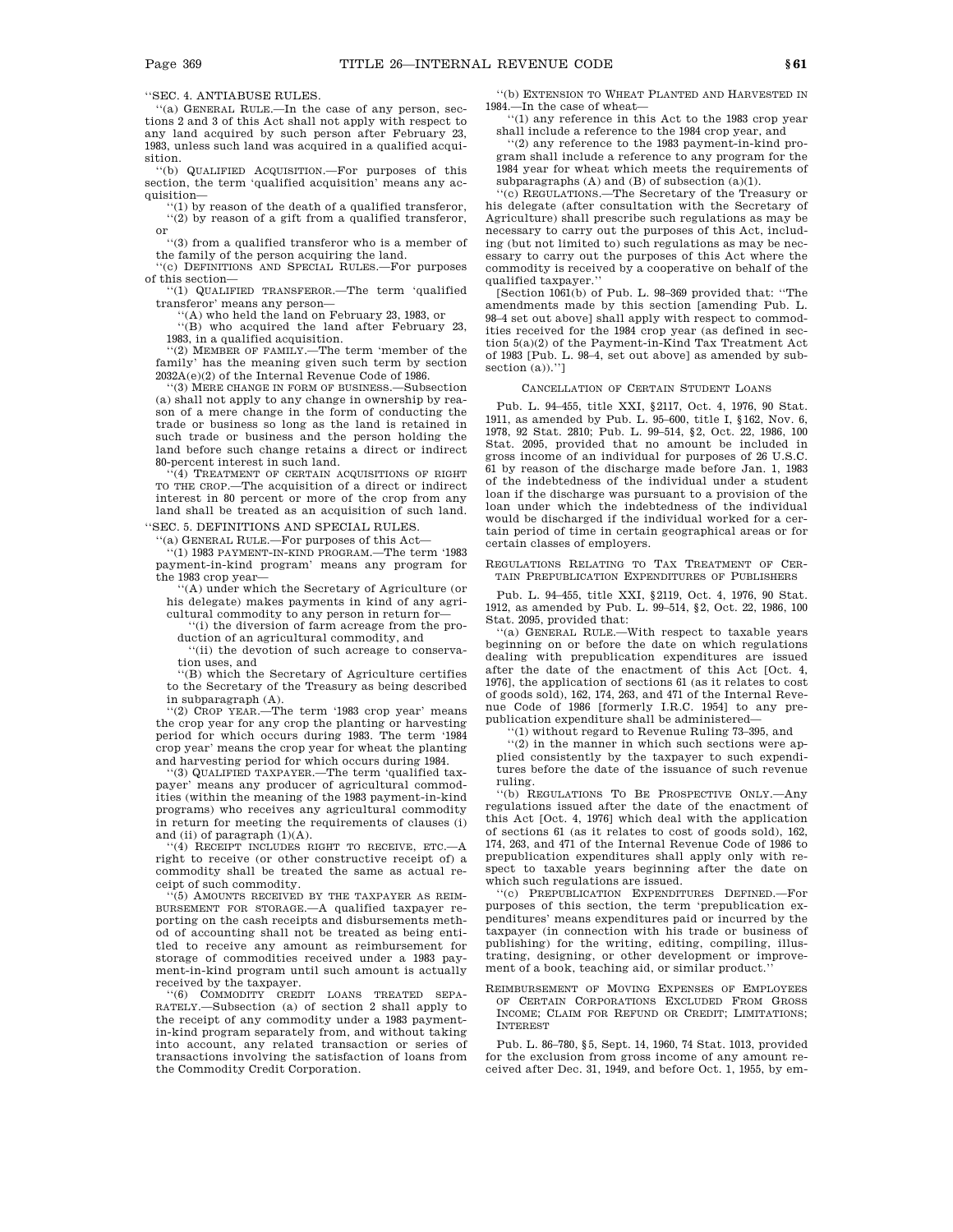"SEC. 4. ANTIABUSE RULES.

"(a) GENERAL RULE.—In the case of any person, sections 2 and 3 of this Act shall not apply with respect to any land acquired by such person after February 23, 1983, unless such land was acquired in a qualified acquisition.

"(b) QUALIFIED ACQUISITION.—For purposes of this section, the term 'qualified acquisition' means any acquisition—

"(1) by reason of the death of a qualified transferor,

"(2) by reason of a gift from a qualified transferor, or

"(3) from a qualified transferor who is a member of the family of the person acquiring the land.

"(c) DEFINITIONS AND SPECIAL RULES.—For purposes of this section—

"(1) QUALIFIED TRANSFEROR.—The term 'qualified transferor' means any person—

"(A) who held the land on February 23, 1983, or

"(B) who acquired the land after February 23, 1983, in a qualified acquisition.

"(2) MEMBER OF FAMILY.—The term 'member of the family' has the meaning given such term by section 2032A(e)(2) of the Internal Revenue Code of 1986.

"(3) MERE CHANGE IN FORM OF BUSINESS.—Subsection (a) shall not apply to any change in ownership by reason of a mere change in the form of conducting the trade or business so long as the land is retained in such trade or business and the person holding the land before such change retains a direct or indirect 80-percent interest in such land.

"(4) TREATMENT OF CERTAIN ACQUISITIONS OF RIGHT TO THE CROP.—The acquisition of a direct or indirect interest in 80 percent or more of the crop from any land shall be treated as an acquisition of such land.

"SEC. 5. DEFINITIONS AND SPECIAL RULES.

"(a) GENERAL RULE.—For purposes of this Act—

"(1) 1983 PAYMENT-IN-KIND PROGRAM.—The term '1983 payment-in-kind program' means any program for the 1983 crop year—

"(A) under which the Secretary of Agriculture (or his delegate) makes payments in kind of any agricultural commodity to any person in return for—

"(i) the diversion of farm acreage from the production of an agricultural commodity, and

"(ii) the devotion of such acreage to conservation uses, and

"(B) which the Secretary of Agriculture certifies to the Secretary of the Treasury as being described in subparagraph (A).

"(2) CROP YEAR.—The term '1983 crop year' means the crop year for any crop the planting or harvesting period for which occurs during 1983. The term '1984 crop year' means the crop year for wheat the planting and harvesting period for which occurs during 1984.

"(3) QUALIFIED TAXPAYER.—The term 'qualified taxpayer' means any producer of agricultural commodities (within the meaning of the 1983 payment-in-kind programs) who receives any agricultural commodity in return for meeting the requirements of clauses (i) and (ii) of paragraph (1)(A).

"(4) RECEIPT INCLUDES RIGHT TO RECEIVE, ETC.—A right to receive (or other constructive receipt of) a commodity shall be treated the same as actual receipt of such commodity.

"(5) AMOUNTS RECEIVED BY THE TAXPAYER AS REIMBURSEMENT FOR STORAGE.—A qualified taxpayer reporting on the cash receipts and disbursements method of accounting shall not be treated as being entitled to receive any amount as reimbursement for storage of commodities received under a 1983 payment-in-kind program until such amount is actually received by the taxpayer.

"(6) COMMODITY CREDIT LOANS TREATED SEPARATELY.—Subsection (a) of section 2 shall apply to the receipt of any commodity under a 1983 payment-in-kind program separately from, and without taking into account, any related transaction or series of transactions involving the satisfaction of loans from the Commodity Credit Corporation.

"(b) EXTENSION TO WHEAT PLANTED AND HARVESTED IN 1984.—In the case of wheat—

"(1) any reference in this Act to the 1983 crop year shall include a reference to the 1984 crop year, and

"(2) any reference to the 1983 payment-in-kind program shall include a reference to any program for the 1984 year for wheat which meets the requirements of subparagraphs (A) and (B) of subsection (a)(1).

"(c) REGULATIONS.—The Secretary of the Treasury or his delegate (after consultation with the Secretary of Agriculture) shall prescribe such regulations as may be necessary to carry out the purposes of this Act, including (but not limited to) such regulations as may be necessary to carry out the purposes of this Act where the commodity is received by a cooperative on behalf of the qualified taxpayer."

[Section 1061(b) of Pub. L. 98–369 provided that: "The amendments made by this section [amending Pub. L. 98–4 set out above] shall apply with respect to commodities received for the 1984 crop year (as defined in section 5(a)(2) of the Payment-in-Kind Tax Treatment Act of 1983 [Pub. L. 98–4, set out above] as amended by subsection (a))."]

### CANCELLATION OF CERTAIN STUDENT LOANS

Pub. L. 94–455, title XXI, §2117, Oct. 4, 1976, 90 Stat. 1911, as amended by Pub. L. 95–600, title I, §162, Nov. 6, 1978, 92 Stat. 2810; Pub. L. 99–514, §2, Oct. 22, 1986, 100 Stat. 2095, provided that no amount be included in gross income of an individual for purposes of 26 U.S.C. 61 by reason of the discharge made before Jan. 1, 1983 of the indebtedness of the individual under a student loan if the discharge was pursuant to a provision of the loan under which the indebtedness of the individual would be discharged if the individual worked for a certain period of time in certain geographical areas or for certain classes of employers.

### REGULATIONS RELATING TO TAX TREATMENT OF CERTAIN PREPUBLICATION EXPENDITURES OF PUBLISHERS

Pub. L. 94–455, title XXI, §2119, Oct. 4, 1976, 90 Stat. 1912, as amended by Pub. L. 99–514, §2, Oct. 22, 1986, 100 Stat. 2095, provided that:

"(a) GENERAL RULE.—With respect to taxable years beginning on or before the date on which regulations dealing with prepublication expenditures are issued after the date of the enactment of this Act [Oct. 4, 1976], the application of sections 61 (as it relates to cost of goods sold), 162, 174, 263, and 471 of the Internal Revenue Code of 1986 [formerly I.R.C. 1954] to any prepublication expenditure shall be administered—

"(1) without regard to Revenue Ruling 73–395, and

"(2) in the manner in which such sections were applied consistently by the taxpayer to such expenditures before the date of the issuance of such revenue ruling.

"(b) REGULATIONS TO BE PROSPECTIVE ONLY.—Any regulations issued after the date of the enactment of this Act [Oct. 4, 1976] which deal with the application of sections 61 (as it relates to cost of goods sold), 162, 174, 263, and 471 of the Internal Revenue Code of 1986 to prepublication expenditures shall apply only with respect to taxable years beginning after the date on which such regulations are issued.

"(c) PREPUBLICATION EXPENDITURES DEFINED.—For purposes of this section, the term 'prepublication expenditures' means expenditures paid or incurred by the taxpayer (in connection with his trade or business of publishing) for the writing, editing, compiling, illustrating, designing, or other development or improvement of a book, teaching aid, or similar product."

### REIMBURSEMENT OF MOVING EXPENSES OF EMPLOYEES OF CERTAIN CORPORATIONS EXCLUDED FROM GROSS INCOME; CLAIM FOR REFUND OR CREDIT; LIMITATIONS; INTEREST

Pub. L. 86–780, §5, Sept. 14, 1960, 74 Stat. 1013, provided for the exclusion from gross income of any amount received after Dec. 31, 1949, and before Oct. 1, 1955, by em-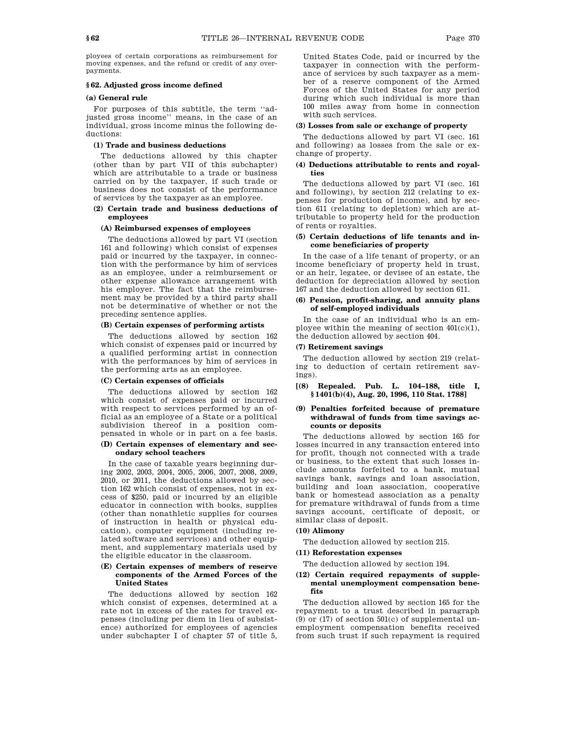ployees of certain corporations as reimbursement for moving expenses, and the refund or credit of any overpayments.

## § 62. Adjusted gross income defined

### (a) General rule

For purposes of this subtitle, the term ''adjusted gross income'' means, in the case of an individual, gross income minus the following deductions:

#### (1) Trade and business deductions

The deductions allowed by this chapter (other than by part VII of this subchapter) which are attributable to a trade or business carried on by the taxpayer, if such trade or business does not consist of the performance of services by the taxpayer as an employee.

#### (2) Certain trade and business deductions of employees

##### (A) Reimbursed expenses of employees

The deductions allowed by part VI (section 161 and following) which consist of expenses paid or incurred by the taxpayer, in connection with the performance by him of services as an employee, under a reimbursement or other expense allowance arrangement with his employer. The fact that the reimbursement may be provided by a third party shall not be determinative of whether or not the preceding sentence applies.

##### (B) Certain expenses of performing artists

The deductions allowed by section 162 which consist of expenses paid or incurred by a qualified performing artist in connection with the performances by him of services in the performing arts as an employee.

##### (C) Certain expenses of officials

The deductions allowed by section 162 which consist of expenses paid or incurred with respect to services performed by an official as an employee of a State or a political subdivision thereof in a position compensated in whole or in part on a fee basis.

##### (D) Certain expenses of elementary and secondary school teachers

In the case of taxable years beginning during 2002, 2003, 2004, 2005, 2006, 2007, 2008, 2009, 2010, or 2011, the deductions allowed by section 162 which consist of expenses, not in excess of $250, paid or incurred by an eligible educator in connection with books, supplies (other than nonathletic supplies for courses of instruction in health or physical education), computer equipment (including related software and services) and other equipment, and supplementary materials used by the eligible educator in the classroom.

##### (E) Certain expenses of members of reserve components of the Armed Forces of the United States

The deductions allowed by section 162 which consist of expenses, determined at a rate not in excess of the rates for travel expenses (including per diem in lieu of subsistence) authorized for employees of agencies under subchapter I of chapter 57 of title 5, United States Code, paid or incurred by the taxpayer in connection with the performance of services by such taxpayer as a member of a reserve component of the Armed Forces of the United States for any period during which such individual is more than 100 miles away from home in connection with such services.

#### (3) Losses from sale or exchange of property

The deductions allowed by part VI (sec. 161 and following) as losses from the sale or exchange of property.

#### (4) Deductions attributable to rents and royalties

The deductions allowed by part VI (sec. 161 and following), by section 212 (relating to expenses for production of income), and by section 611 (relating to depletion) which are attributable to property held for the production of rents or royalties.

#### (5) Certain deductions of life tenants and income beneficiaries of property

In the case of a life tenant of property, or an income beneficiary of property held in trust, or an heir, legatee, or devisee of an estate, the deduction for depreciation allowed by section 167 and the deduction allowed by section 611.

#### (6) Pension, profit-sharing, and annuity plans of self-employed individuals

In the case of an individual who is an employee within the meaning of section 401(c)(1), the deduction allowed by section 404.

#### (7) Retirement savings

The deduction allowed by section 219 (relating to deduction of certain retirement savings).

#### [(8) Repealed. Pub. L. 104–188, title I, § 1401(b)(4), Aug. 20, 1996, 110 Stat. 1788]

#### (9) Penalties forfeited because of premature withdrawal of funds from time savings accounts or deposits

The deductions allowed by section 165 for losses incurred in any transaction entered into for profit, though not connected with a trade or business, to the extent that such losses include amounts forfeited to a bank, mutual savings bank, savings and loan association, building and loan association, cooperative bank or homestead association as a penalty for premature withdrawal of funds from a time savings account, certificate of deposit, or similar class of deposit.

#### (10) Alimony

The deduction allowed by section 215.

#### (11) Reforestation expenses

The deduction allowed by section 194.

#### (12) Certain required repayments of supplemental unemployment compensation benefits

The deduction allowed by section 165 for the repayment to a trust described in paragraph (9) or (17) of section 501(c) of supplemental unemployment compensation benefits received from such trust if such repayment is required